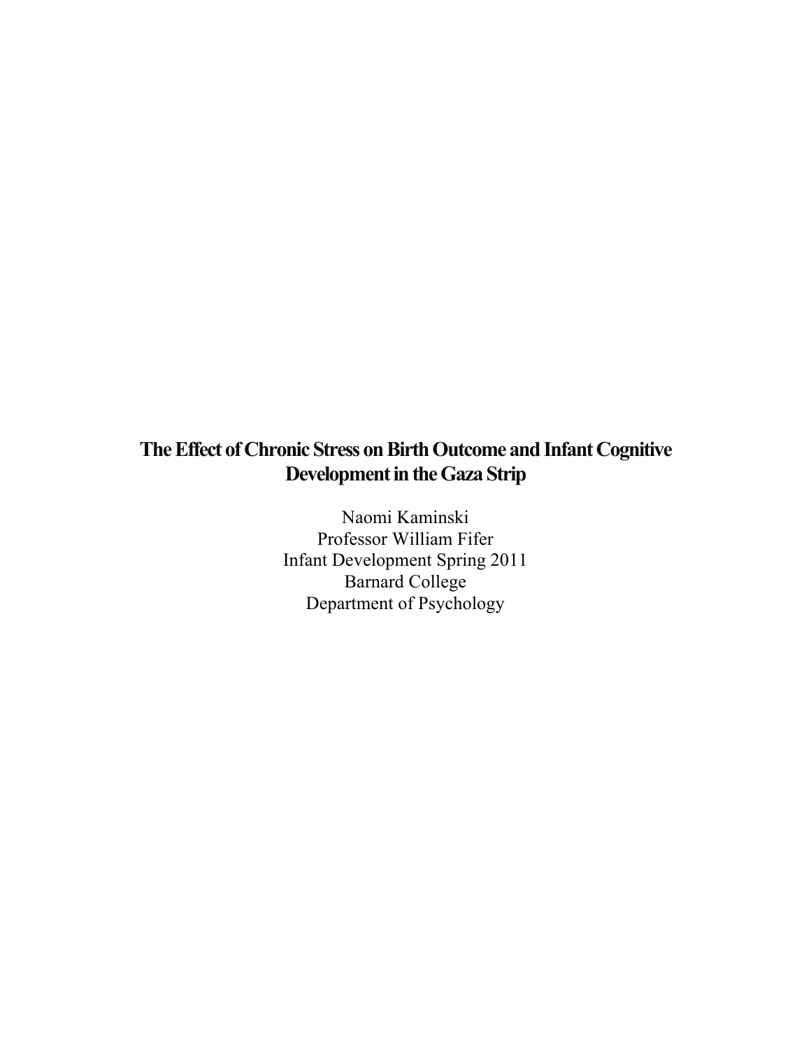# The Effect of Chronic Stress on Birth Outcome and Infant Cognitive Development in the Gaza Strip

Naomi Kaminski
Professor William Fifer
Infant Development Spring 2011
Barnard College
Department of Psychology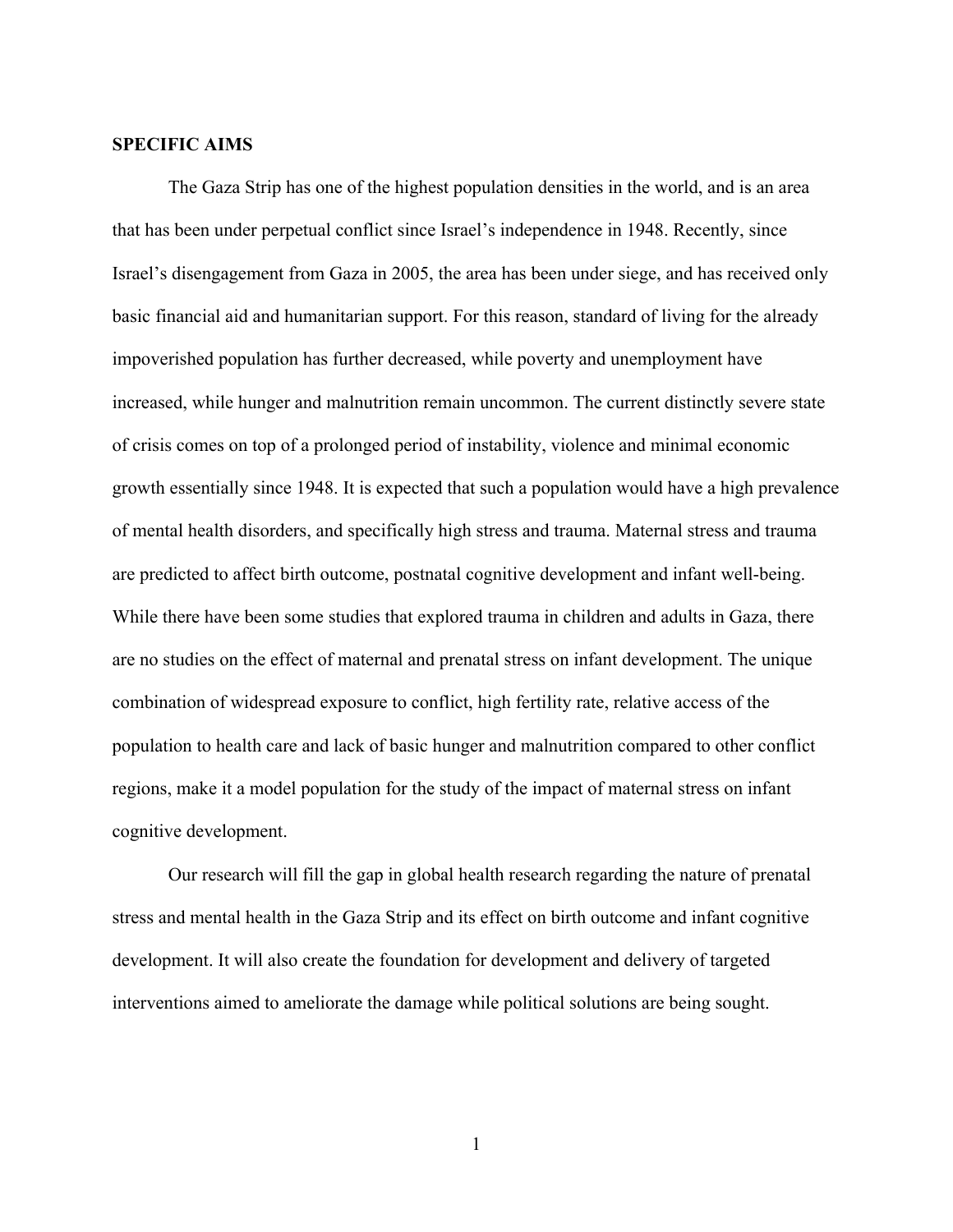**SPECIFIC AIMS**

The Gaza Strip has one of the highest population densities in the world, and is an area that has been under perpetual conflict since Israel's independence in 1948. Recently, since Israel's disengagement from Gaza in 2005, the area has been under siege, and has received only basic financial aid and humanitarian support. For this reason, standard of living for the already impoverished population has further decreased, while poverty and unemployment have increased, while hunger and malnutrition remain uncommon. The current distinctly severe state of crisis comes on top of a prolonged period of instability, violence and minimal economic growth essentially since 1948. It is expected that such a population would have a high prevalence of mental health disorders, and specifically high stress and trauma. Maternal stress and trauma are predicted to affect birth outcome, postnatal cognitive development and infant well-being. While there have been some studies that explored trauma in children and adults in Gaza, there are no studies on the effect of maternal and prenatal stress on infant development. The unique combination of widespread exposure to conflict, high fertility rate, relative access of the population to health care and lack of basic hunger and malnutrition compared to other conflict regions, make it a model population for the study of the impact of maternal stress on infant cognitive development.

Our research will fill the gap in global health research regarding the nature of prenatal stress and mental health in the Gaza Strip and its effect on birth outcome and infant cognitive development. It will also create the foundation for development and delivery of targeted interventions aimed to ameliorate the damage while political solutions are being sought.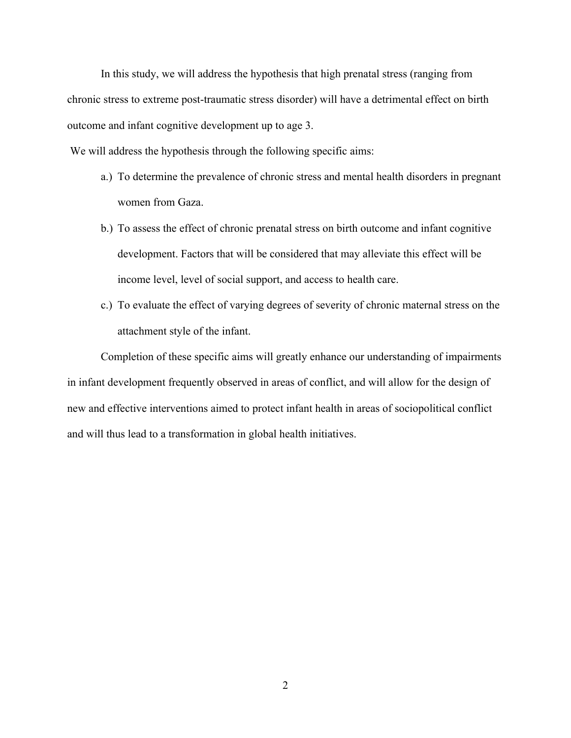In this study, we will address the hypothesis that high prenatal stress (ranging from chronic stress to extreme post-traumatic stress disorder) will have a detrimental effect on birth outcome and infant cognitive development up to age 3.

We will address the hypothesis through the following specific aims:

a.) To determine the prevalence of chronic stress and mental health disorders in pregnant women from Gaza.

b.) To assess the effect of chronic prenatal stress on birth outcome and infant cognitive development. Factors that will be considered that may alleviate this effect will be income level, level of social support, and access to health care.

c.) To evaluate the effect of varying degrees of severity of chronic maternal stress on the attachment style of the infant.

Completion of these specific aims will greatly enhance our understanding of impairments in infant development frequently observed in areas of conflict, and will allow for the design of new and effective interventions aimed to protect infant health in areas of sociopolitical conflict and will thus lead to a transformation in global health initiatives.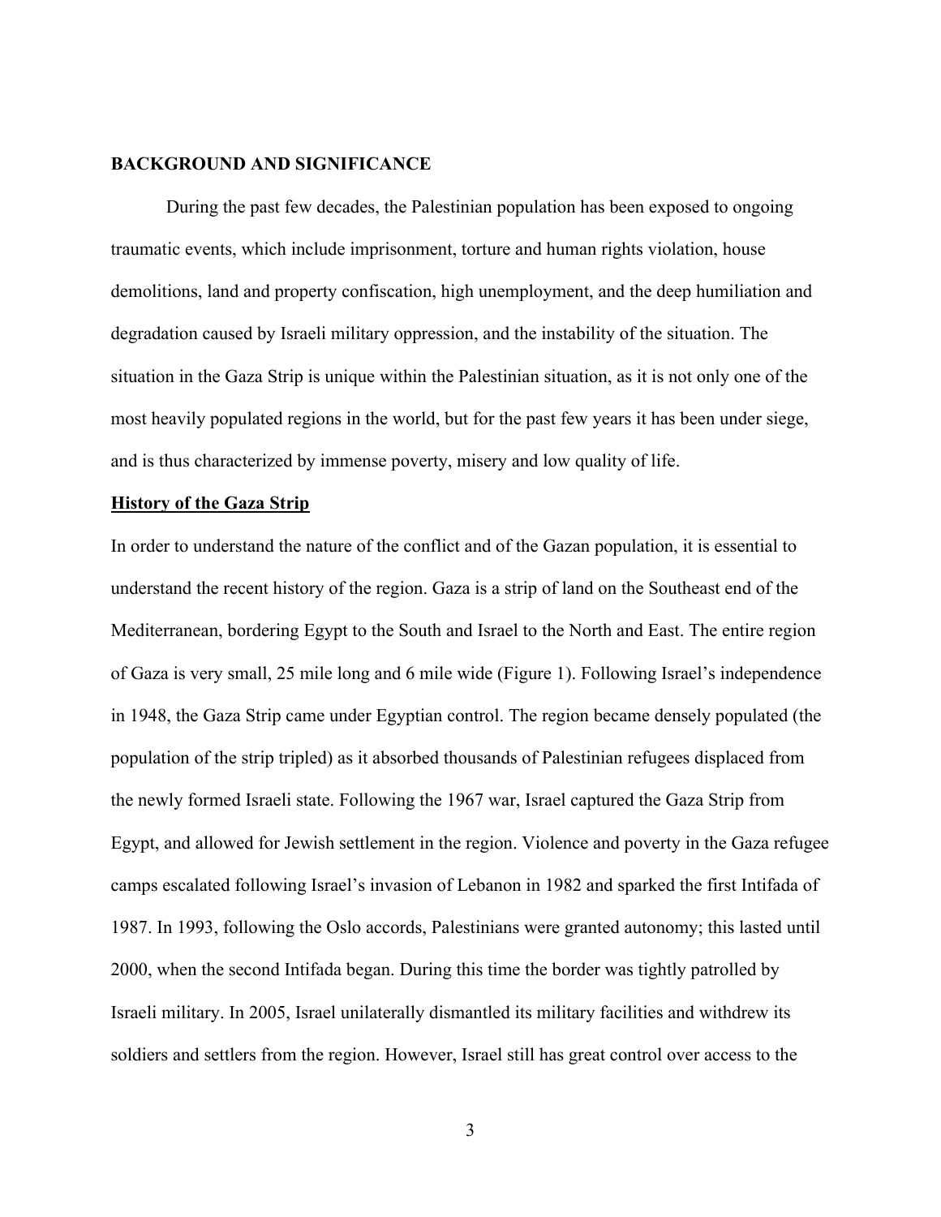## BACKGROUND AND SIGNIFICANCE

During the past few decades, the Palestinian population has been exposed to ongoing traumatic events, which include imprisonment, torture and human rights violation, house demolitions, land and property confiscation, high unemployment, and the deep humiliation and degradation caused by Israeli military oppression, and the instability of the situation. The situation in the Gaza Strip is unique within the Palestinian situation, as it is not only one of the most heavily populated regions in the world, but for the past few years it has been under siege, and is thus characterized by immense poverty, misery and low quality of life.

### History of the Gaza Strip

In order to understand the nature of the conflict and of the Gazan population, it is essential to understand the recent history of the region. Gaza is a strip of land on the Southeast end of the Mediterranean, bordering Egypt to the South and Israel to the North and East. The entire region of Gaza is very small, 25 mile long and 6 mile wide (Figure 1). Following Israel's independence in 1948, the Gaza Strip came under Egyptian control. The region became densely populated (the population of the strip tripled) as it absorbed thousands of Palestinian refugees displaced from the newly formed Israeli state. Following the 1967 war, Israel captured the Gaza Strip from Egypt, and allowed for Jewish settlement in the region. Violence and poverty in the Gaza refugee camps escalated following Israel's invasion of Lebanon in 1982 and sparked the first Intifada of 1987. In 1993, following the Oslo accords, Palestinians were granted autonomy; this lasted until 2000, when the second Intifada began. During this time the border was tightly patrolled by Israeli military. In 2005, Israel unilaterally dismantled its military facilities and withdrew its soldiers and settlers from the region. However, Israel still has great control over access to the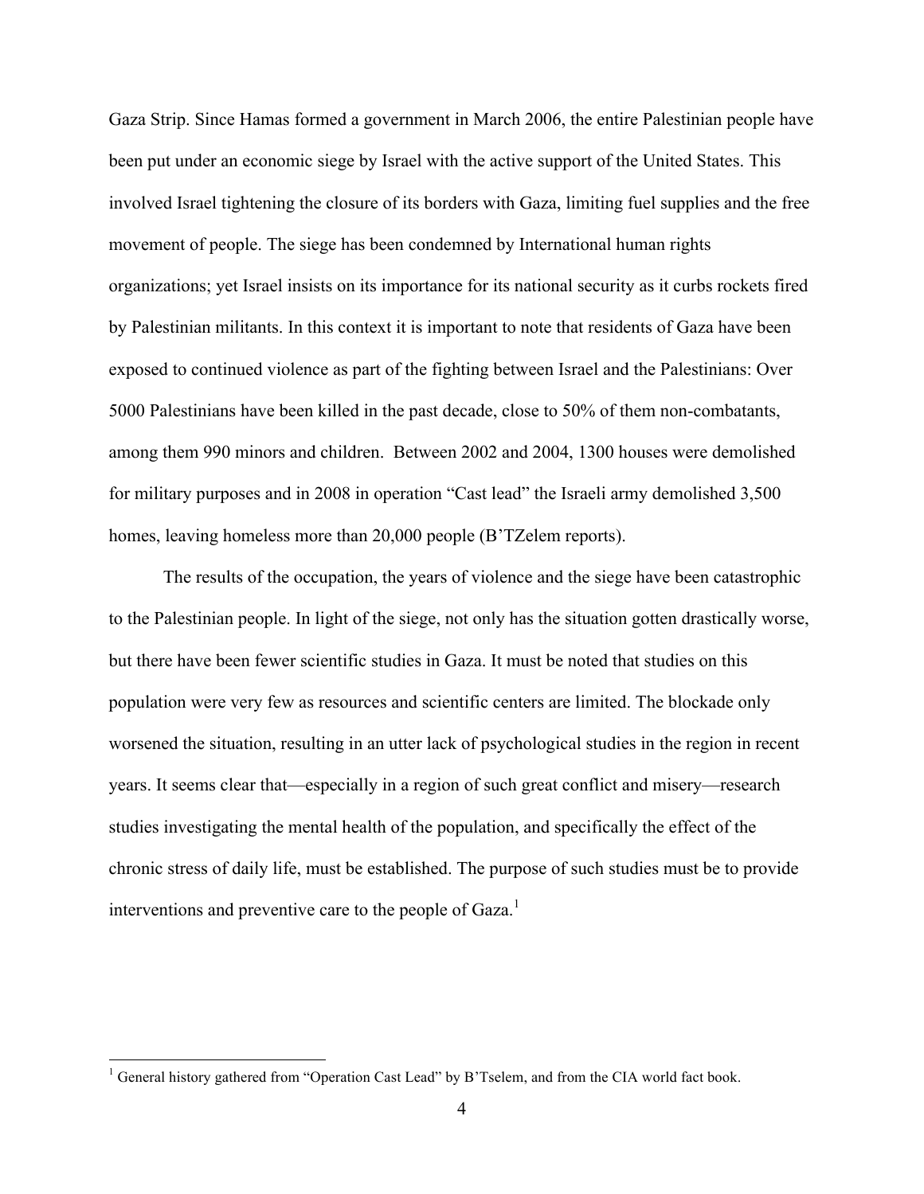Gaza Strip. Since Hamas formed a government in March 2006, the entire Palestinian people have been put under an economic siege by Israel with the active support of the United States. This involved Israel tightening the closure of its borders with Gaza, limiting fuel supplies and the free movement of people. The siege has been condemned by International human rights organizations; yet Israel insists on its importance for its national security as it curbs rockets fired by Palestinian militants. In this context it is important to note that residents of Gaza have been exposed to continued violence as part of the fighting between Israel and the Palestinians: Over 5000 Palestinians have been killed in the past decade, close to 50% of them non-combatants, among them 990 minors and children. Between 2002 and 2004, 1300 houses were demolished for military purposes and in 2008 in operation "Cast lead" the Israeli army demolished 3,500 homes, leaving homeless more than 20,000 people (B'TZelem reports).

The results of the occupation, the years of violence and the siege have been catastrophic to the Palestinian people. In light of the siege, not only has the situation gotten drastically worse, but there have been fewer scientific studies in Gaza. It must be noted that studies on this population were very few as resources and scientific centers are limited. The blockade only worsened the situation, resulting in an utter lack of psychological studies in the region in recent years. It seems clear that—especially in a region of such great conflict and misery—research studies investigating the mental health of the population, and specifically the effect of the chronic stress of daily life, must be established. The purpose of such studies must be to provide interventions and preventive care to the people of Gaza.[1]

---

[1] General history gathered from "Operation Cast Lead" by B'Tselem, and from the CIA world fact book.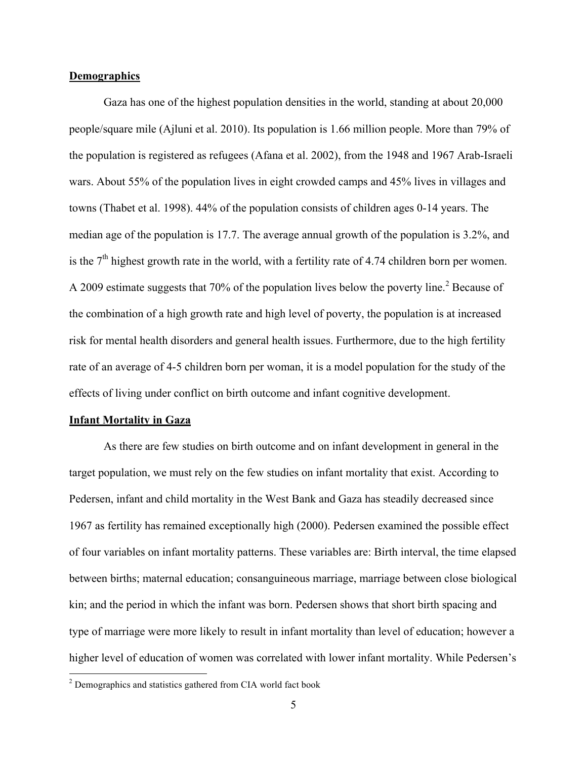## Demographics

Gaza has one of the highest population densities in the world, standing at about 20,000 people/square mile (Ajluni et al. 2010). Its population is 1.66 million people. More than 79% of the population is registered as refugees (Afana et al. 2002), from the 1948 and 1967 Arab-Israeli wars. About 55% of the population lives in eight crowded camps and 45% lives in villages and towns (Thabet et al. 1998). 44% of the population consists of children ages 0-14 years. The median age of the population is 17.7. The average annual growth of the population is 3.2%, and is the 7th highest growth rate in the world, with a fertility rate of 4.74 children born per women. A 2009 estimate suggests that 70% of the population lives below the poverty line.[2] Because of the combination of a high growth rate and high level of poverty, the population is at increased risk for mental health disorders and general health issues. Furthermore, due to the high fertility rate of an average of 4-5 children born per woman, it is a model population for the study of the effects of living under conflict on birth outcome and infant cognitive development.

## Infant Mortality in Gaza

As there are few studies on birth outcome and on infant development in general in the target population, we must rely on the few studies on infant mortality that exist. According to Pedersen, infant and child mortality in the West Bank and Gaza has steadily decreased since 1967 as fertility has remained exceptionally high (2000). Pedersen examined the possible effect of four variables on infant mortality patterns. These variables are: Birth interval, the time elapsed between births; maternal education; consanguineous marriage, marriage between close biological kin; and the period in which the infant was born. Pedersen shows that short birth spacing and type of marriage were more likely to result in infant mortality than level of education; however a higher level of education of women was correlated with lower infant mortality. While Pedersen's

[2] Demographics and statistics gathered from CIA world fact book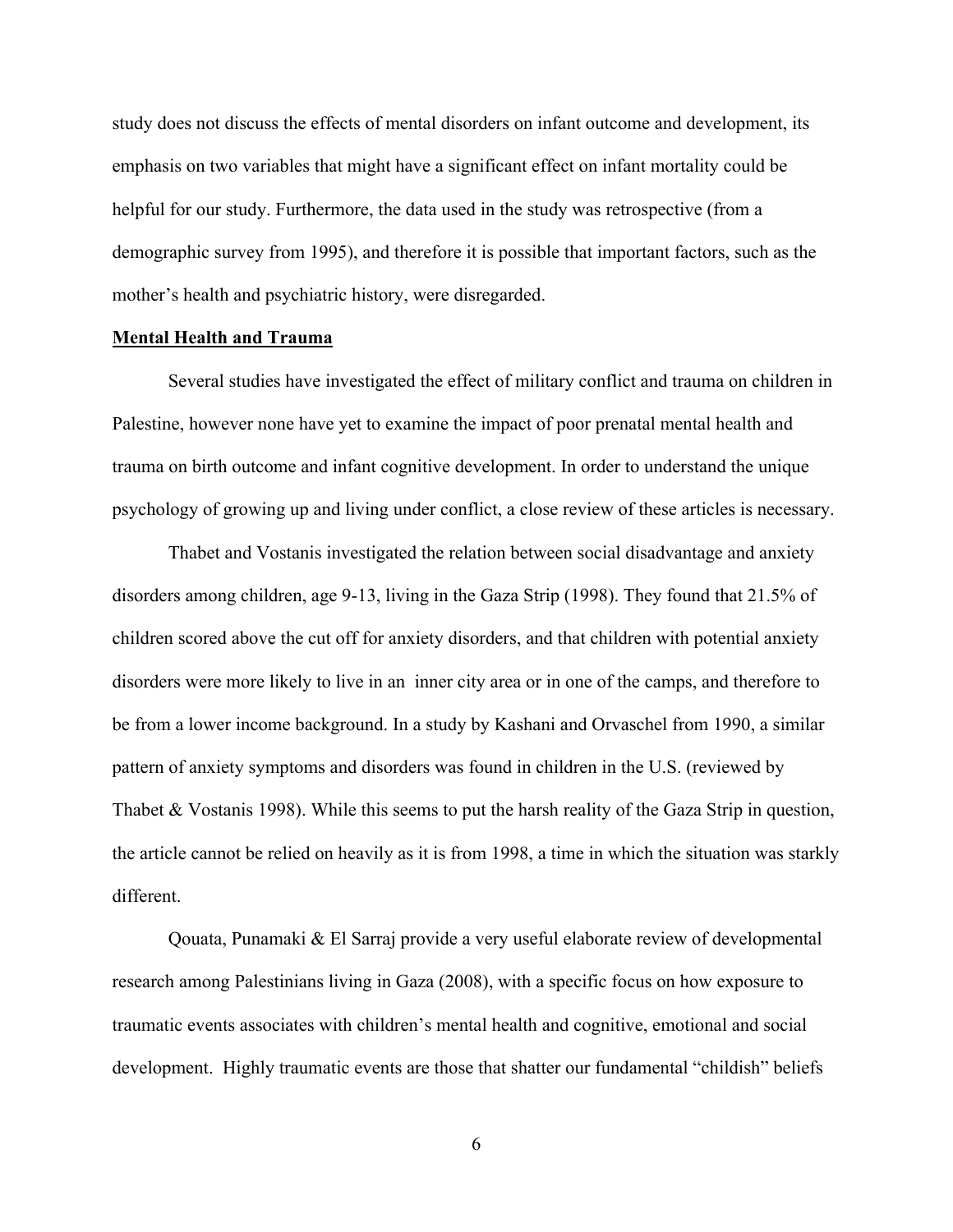study does not discuss the effects of mental disorders on infant outcome and development, its emphasis on two variables that might have a significant effect on infant mortality could be helpful for our study. Furthermore, the data used in the study was retrospective (from a demographic survey from 1995), and therefore it is possible that important factors, such as the mother's health and psychiatric history, were disregarded.

**Mental Health and Trauma**

Several studies have investigated the effect of military conflict and trauma on children in Palestine, however none have yet to examine the impact of poor prenatal mental health and trauma on birth outcome and infant cognitive development. In order to understand the unique psychology of growing up and living under conflict, a close review of these articles is necessary.

Thabet and Vostanis investigated the relation between social disadvantage and anxiety disorders among children, age 9-13, living in the Gaza Strip (1998). They found that 21.5% of children scored above the cut off for anxiety disorders, and that children with potential anxiety disorders were more likely to live in an inner city area or in one of the camps, and therefore to be from a lower income background. In a study by Kashani and Orvaschel from 1990, a similar pattern of anxiety symptoms and disorders was found in children in the U.S. (reviewed by Thabet & Vostanis 1998). While this seems to put the harsh reality of the Gaza Strip in question, the article cannot be relied on heavily as it is from 1998, a time in which the situation was starkly different.

Qouata, Punamaki & El Sarraj provide a very useful elaborate review of developmental research among Palestinians living in Gaza (2008), with a specific focus on how exposure to traumatic events associates with children's mental health and cognitive, emotional and social development. Highly traumatic events are those that shatter our fundamental "childish" beliefs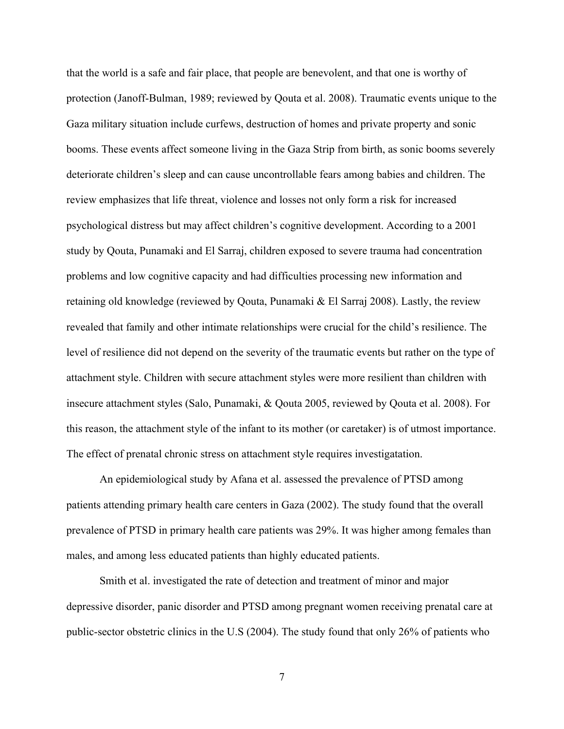that the world is a safe and fair place, that people are benevolent, and that one is worthy of protection (Janoff-Bulman, 1989; reviewed by Qouta et al. 2008). Traumatic events unique to the Gaza military situation include curfews, destruction of homes and private property and sonic booms. These events affect someone living in the Gaza Strip from birth, as sonic booms severely deteriorate children's sleep and can cause uncontrollable fears among babies and children. The review emphasizes that life threat, violence and losses not only form a risk for increased psychological distress but may affect children's cognitive development. According to a 2001 study by Qouta, Punamaki and El Sarraj, children exposed to severe trauma had concentration problems and low cognitive capacity and had difficulties processing new information and retaining old knowledge (reviewed by Qouta, Punamaki & El Sarraj 2008). Lastly, the review revealed that family and other intimate relationships were crucial for the child's resilience. The level of resilience did not depend on the severity of the traumatic events but rather on the type of attachment style. Children with secure attachment styles were more resilient than children with insecure attachment styles (Salo, Punamaki, & Qouta 2005, reviewed by Qouta et al. 2008). For this reason, the attachment style of the infant to its mother (or caretaker) is of utmost importance. The effect of prenatal chronic stress on attachment style requires investigatation.

An epidemiological study by Afana et al. assessed the prevalence of PTSD among patients attending primary health care centers in Gaza (2002). The study found that the overall prevalence of PTSD in primary health care patients was 29%. It was higher among females than males, and among less educated patients than highly educated patients.

Smith et al. investigated the rate of detection and treatment of minor and major depressive disorder, panic disorder and PTSD among pregnant women receiving prenatal care at public-sector obstetric clinics in the U.S (2004). The study found that only 26% of patients who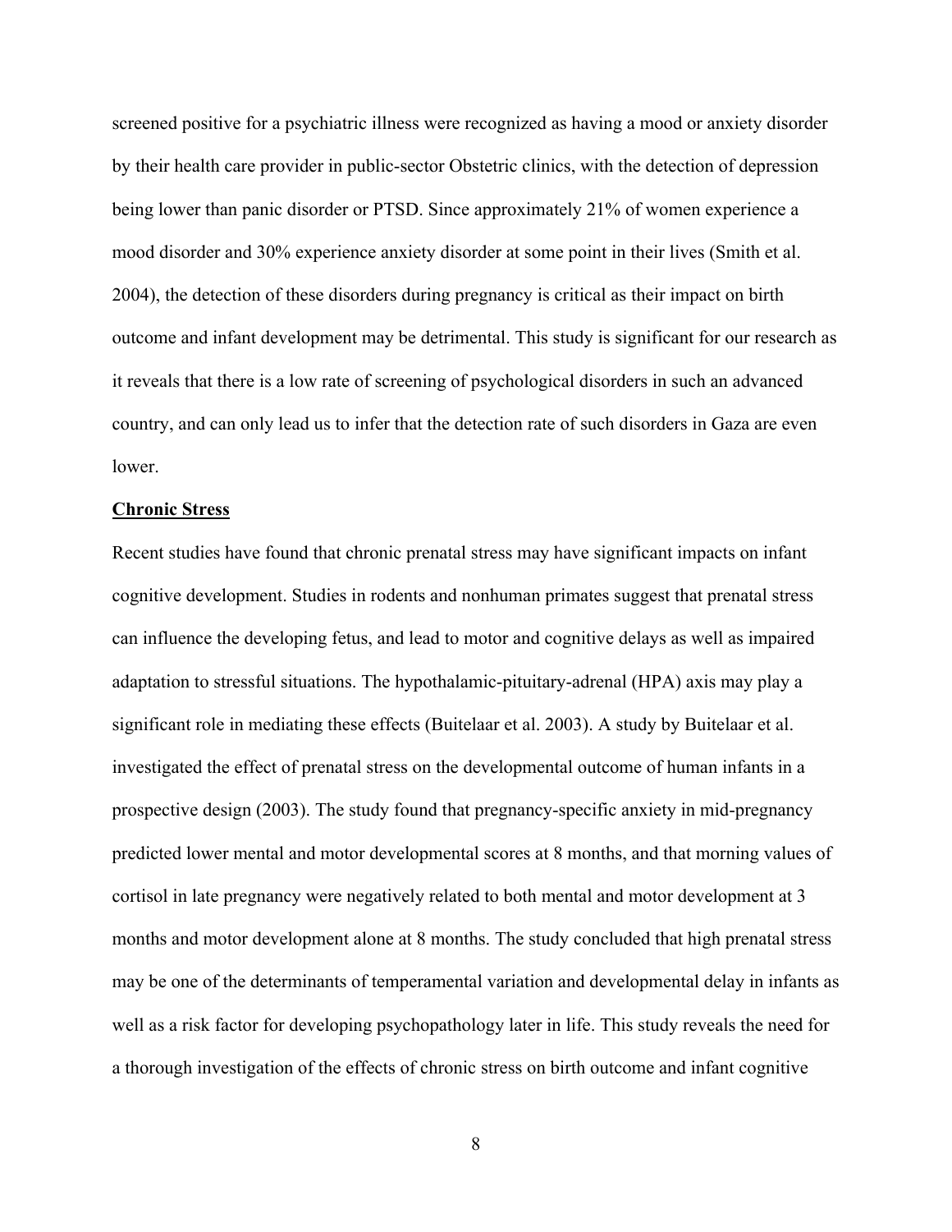screened positive for a psychiatric illness were recognized as having a mood or anxiety disorder by their health care provider in public-sector Obstetric clinics, with the detection of depression being lower than panic disorder or PTSD. Since approximately 21% of women experience a mood disorder and 30% experience anxiety disorder at some point in their lives (Smith et al. 2004), the detection of these disorders during pregnancy is critical as their impact on birth outcome and infant development may be detrimental. This study is significant for our research as it reveals that there is a low rate of screening of psychological disorders in such an advanced country, and can only lead us to infer that the detection rate of such disorders in Gaza are even lower.

**Chronic Stress**

Recent studies have found that chronic prenatal stress may have significant impacts on infant cognitive development. Studies in rodents and nonhuman primates suggest that prenatal stress can influence the developing fetus, and lead to motor and cognitive delays as well as impaired adaptation to stressful situations. The hypothalamic-pituitary-adrenal (HPA) axis may play a significant role in mediating these effects (Buitelaar et al. 2003). A study by Buitelaar et al. investigated the effect of prenatal stress on the developmental outcome of human infants in a prospective design (2003). The study found that pregnancy-specific anxiety in mid-pregnancy predicted lower mental and motor developmental scores at 8 months, and that morning values of cortisol in late pregnancy were negatively related to both mental and motor development at 3 months and motor development alone at 8 months. The study concluded that high prenatal stress may be one of the determinants of temperamental variation and developmental delay in infants as well as a risk factor for developing psychopathology later in life. This study reveals the need for a thorough investigation of the effects of chronic stress on birth outcome and infant cognitive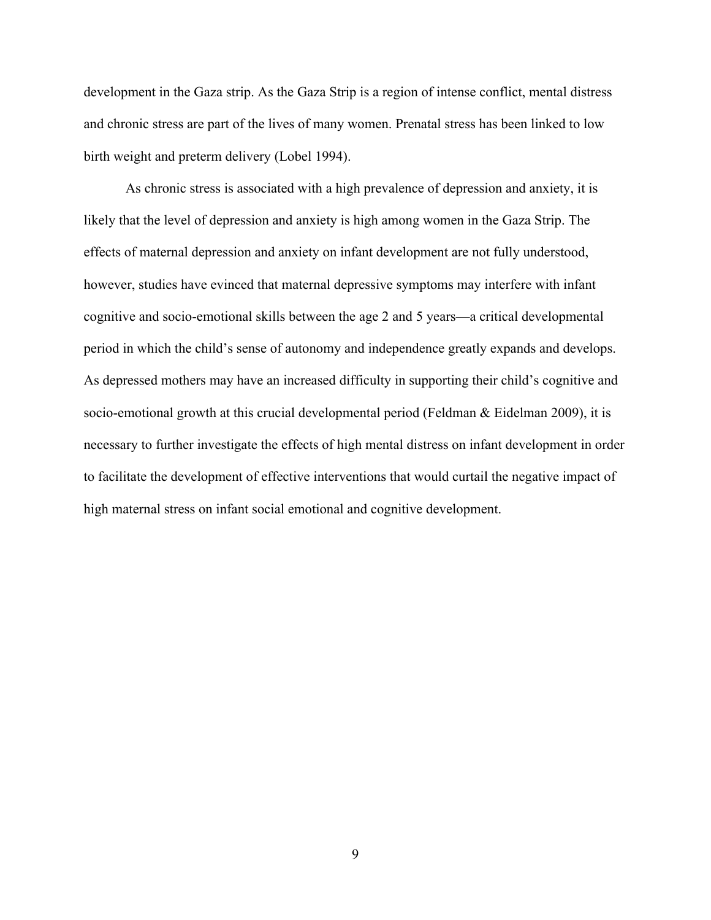development in the Gaza strip. As the Gaza Strip is a region of intense conflict, mental distress and chronic stress are part of the lives of many women. Prenatal stress has been linked to low birth weight and preterm delivery (Lobel 1994).

As chronic stress is associated with a high prevalence of depression and anxiety, it is likely that the level of depression and anxiety is high among women in the Gaza Strip. The effects of maternal depression and anxiety on infant development are not fully understood, however, studies have evinced that maternal depressive symptoms may interfere with infant cognitive and socio-emotional skills between the age 2 and 5 years—a critical developmental period in which the child's sense of autonomy and independence greatly expands and develops. As depressed mothers may have an increased difficulty in supporting their child's cognitive and socio-emotional growth at this crucial developmental period (Feldman & Eidelman 2009), it is necessary to further investigate the effects of high mental distress on infant development in order to facilitate the development of effective interventions that would curtail the negative impact of high maternal stress on infant social emotional and cognitive development.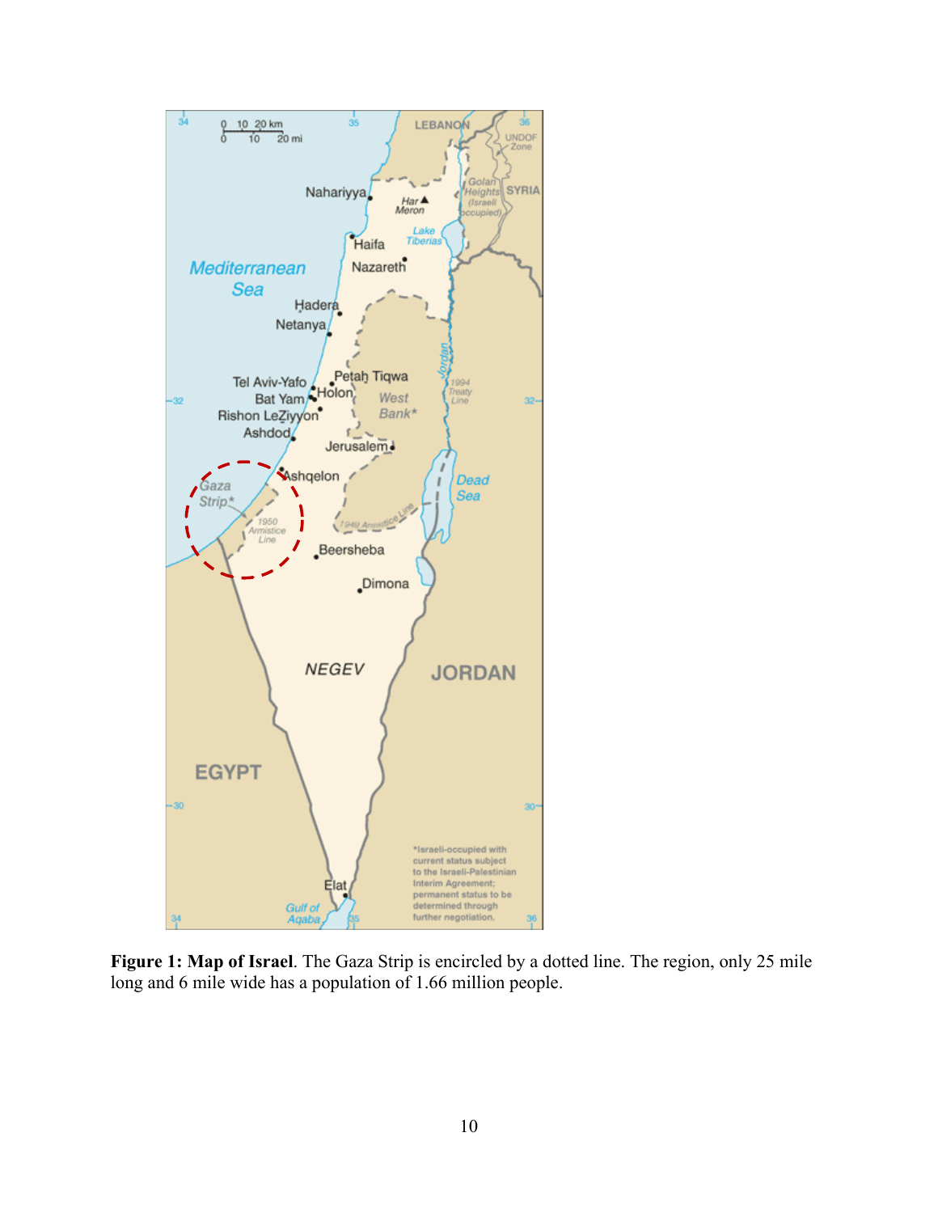**Figure 1: Map of Israel**. The Gaza Strip is encircled by a dotted line. The region, only 25 mile long and 6 mile wide has a population of 1.66 million people.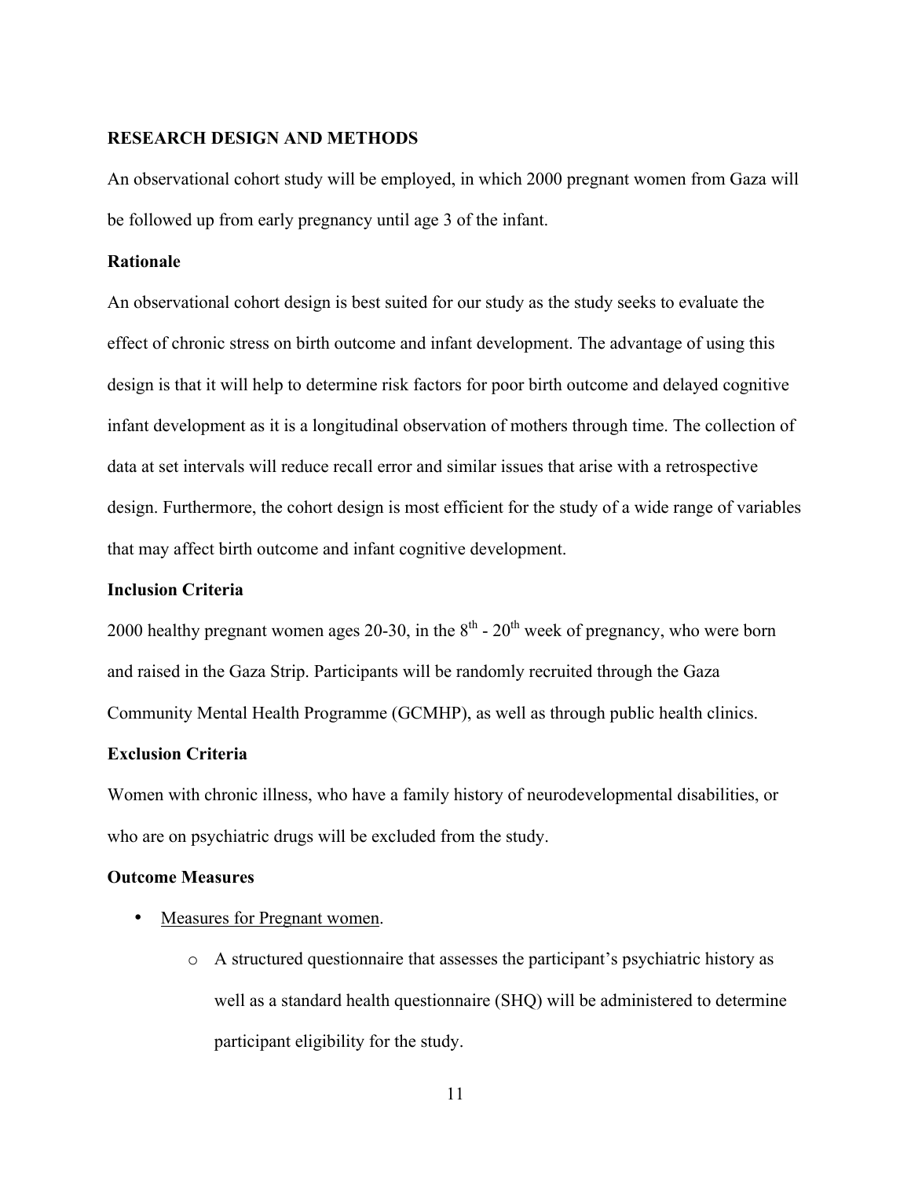## RESEARCH DESIGN AND METHODS

An observational cohort study will be employed, in which 2000 pregnant women from Gaza will be followed up from early pregnancy until age 3 of the infant.

### Rationale

An observational cohort design is best suited for our study as the study seeks to evaluate the effect of chronic stress on birth outcome and infant development. The advantage of using this design is that it will help to determine risk factors for poor birth outcome and delayed cognitive infant development as it is a longitudinal observation of mothers through time. The collection of data at set intervals will reduce recall error and similar issues that arise with a retrospective design. Furthermore, the cohort design is most efficient for the study of a wide range of variables that may affect birth outcome and infant cognitive development.

### Inclusion Criteria

2000 healthy pregnant women ages 20-30, in the $8^{th}$ - $20^{th}$ week of pregnancy, who were born and raised in the Gaza Strip. Participants will be randomly recruited through the Gaza Community Mental Health Programme (GCMHP), as well as through public health clinics.

### Exclusion Criteria

Women with chronic illness, who have a family history of neurodevelopmental disabilities, or who are on psychiatric drugs will be excluded from the study.

### Outcome Measures

- Measures for Pregnant women.
  - A structured questionnaire that assesses the participant's psychiatric history as well as a standard health questionnaire (SHQ) will be administered to determine participant eligibility for the study.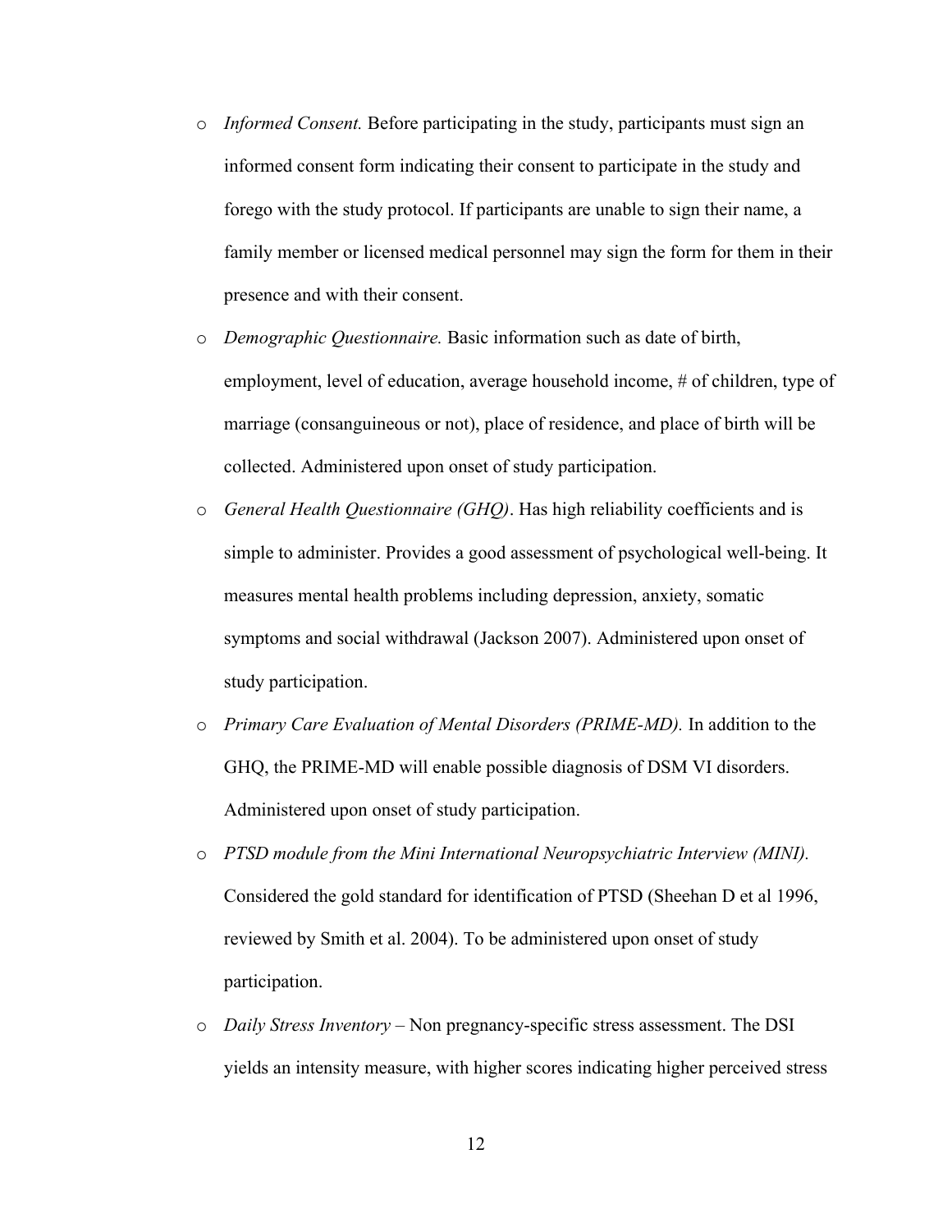- *Informed Consent.* Before participating in the study, participants must sign an informed consent form indicating their consent to participate in the study and forego with the study protocol. If participants are unable to sign their name, a family member or licensed medical personnel may sign the form for them in their presence and with their consent.
- *Demographic Questionnaire.* Basic information such as date of birth, employment, level of education, average household income, # of children, type of marriage (consanguineous or not), place of residence, and place of birth will be collected. Administered upon onset of study participation.
- *General Health Questionnaire (GHQ)*. Has high reliability coefficients and is simple to administer. Provides a good assessment of psychological well-being. It measures mental health problems including depression, anxiety, somatic symptoms and social withdrawal (Jackson 2007). Administered upon onset of study participation.
- *Primary Care Evaluation of Mental Disorders (PRIME-MD).* In addition to the GHQ, the PRIME-MD will enable possible diagnosis of DSM VI disorders. Administered upon onset of study participation.
- *PTSD module from the Mini International Neuropsychiatric Interview (MINI).* Considered the gold standard for identification of PTSD (Sheehan D et al 1996, reviewed by Smith et al. 2004). To be administered upon onset of study participation.
- *Daily Stress Inventory* – Non pregnancy-specific stress assessment. The DSI yields an intensity measure, with higher scores indicating higher perceived stress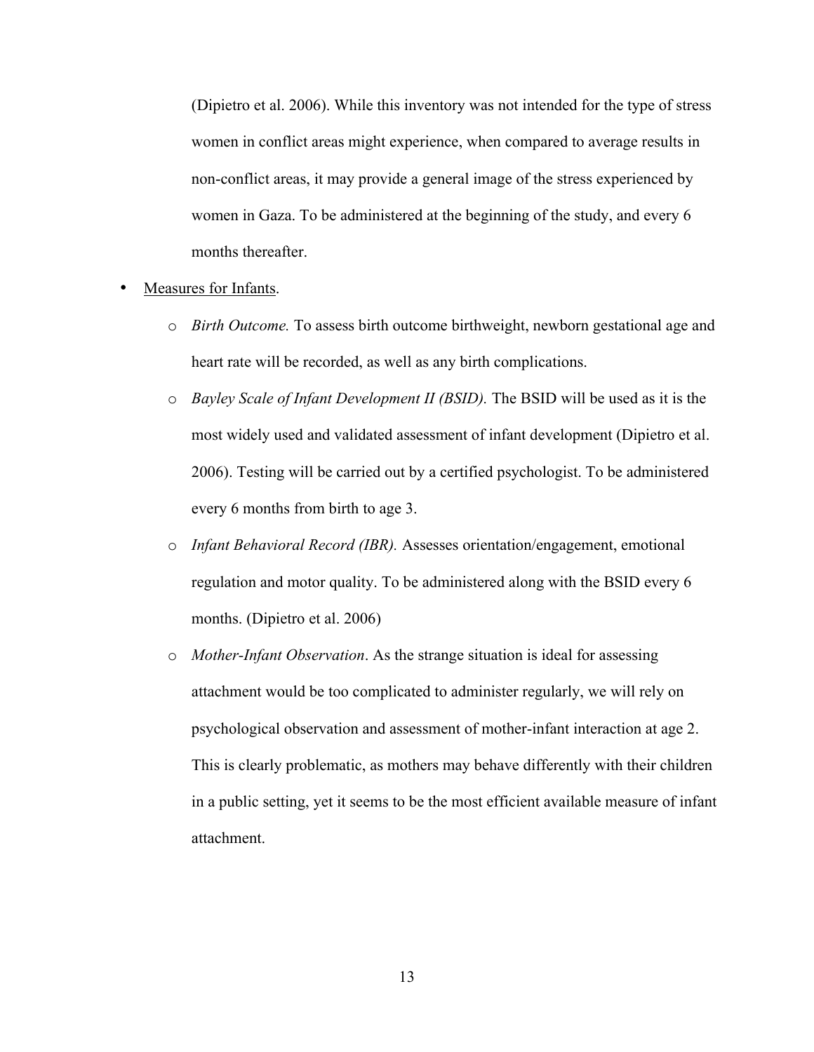(Dipietro et al. 2006). While this inventory was not intended for the type of stress women in conflict areas might experience, when compared to average results in non-conflict areas, it may provide a general image of the stress experienced by women in Gaza. To be administered at the beginning of the study, and every 6 months thereafter.

- Measures for Infants.
  - *Birth Outcome.* To assess birth outcome birthweight, newborn gestational age and heart rate will be recorded, as well as any birth complications.
  - *Bayley Scale of Infant Development II (BSID).* The BSID will be used as it is the most widely used and validated assessment of infant development (Dipietro et al. 2006). Testing will be carried out by a certified psychologist. To be administered every 6 months from birth to age 3.
  - *Infant Behavioral Record (IBR).* Assesses orientation/engagement, emotional regulation and motor quality. To be administered along with the BSID every 6 months. (Dipietro et al. 2006)
  - *Mother-Infant Observation*. As the strange situation is ideal for assessing attachment would be too complicated to administer regularly, we will rely on psychological observation and assessment of mother-infant interaction at age 2. This is clearly problematic, as mothers may behave differently with their children in a public setting, yet it seems to be the most efficient available measure of infant attachment.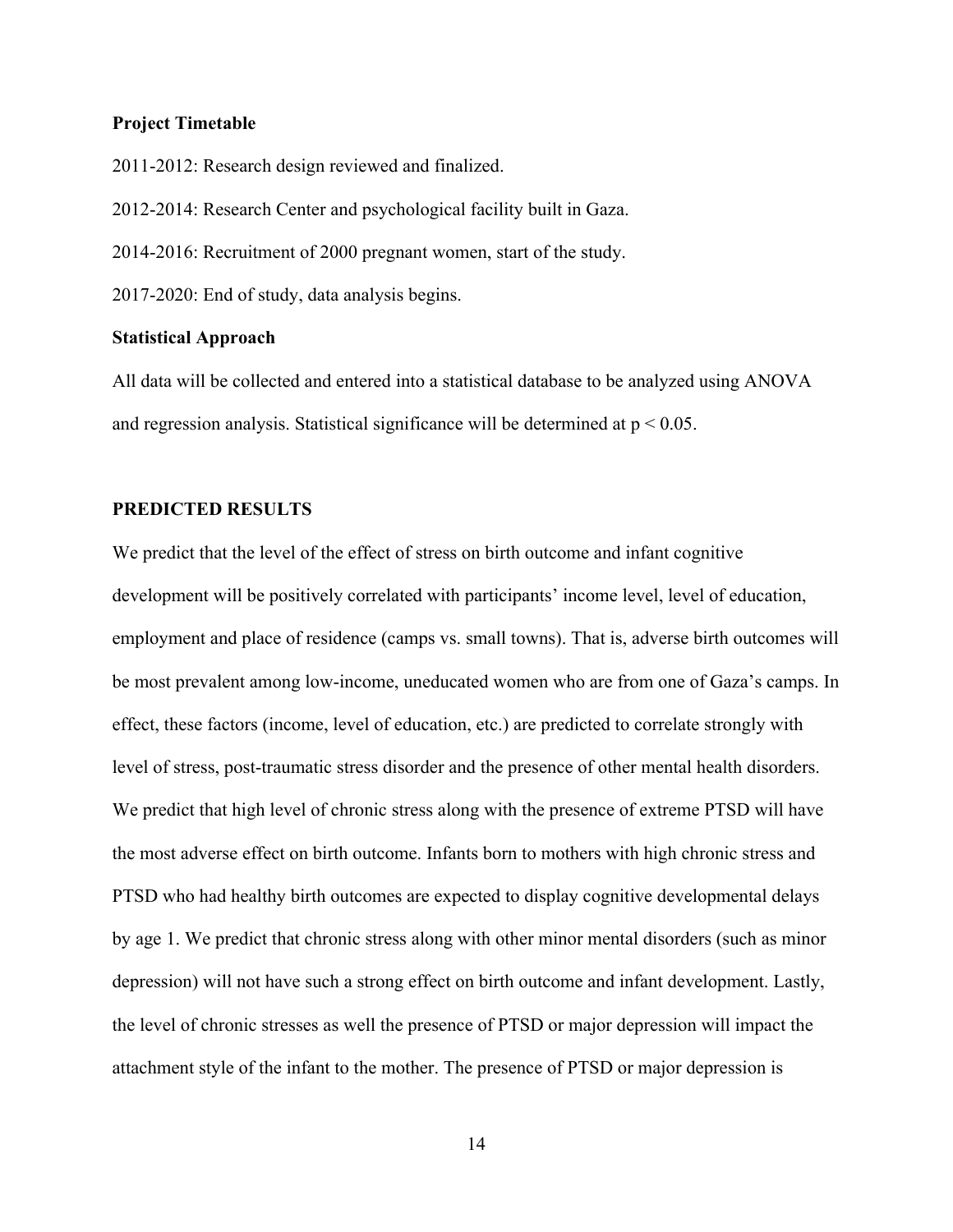**Project Timetable**

2011-2012: Research design reviewed and finalized.

2012-2014: Research Center and psychological facility built in Gaza.

2014-2016: Recruitment of 2000 pregnant women, start of the study.

2017-2020: End of study, data analysis begins.

**Statistical Approach**

All data will be collected and entered into a statistical database to be analyzed using ANOVA and regression analysis. Statistical significance will be determined at $p < 0.05$.

## PREDICTED RESULTS

We predict that the level of the effect of stress on birth outcome and infant cognitive development will be positively correlated with participants' income level, level of education, employment and place of residence (camps vs. small towns). That is, adverse birth outcomes will be most prevalent among low-income, uneducated women who are from one of Gaza's camps. In effect, these factors (income, level of education, etc.) are predicted to correlate strongly with level of stress, post-traumatic stress disorder and the presence of other mental health disorders. We predict that high level of chronic stress along with the presence of extreme PTSD will have the most adverse effect on birth outcome. Infants born to mothers with high chronic stress and PTSD who had healthy birth outcomes are expected to display cognitive developmental delays by age 1. We predict that chronic stress along with other minor mental disorders (such as minor depression) will not have such a strong effect on birth outcome and infant development. Lastly, the level of chronic stresses as well the presence of PTSD or major depression will impact the attachment style of the infant to the mother. The presence of PTSD or major depression is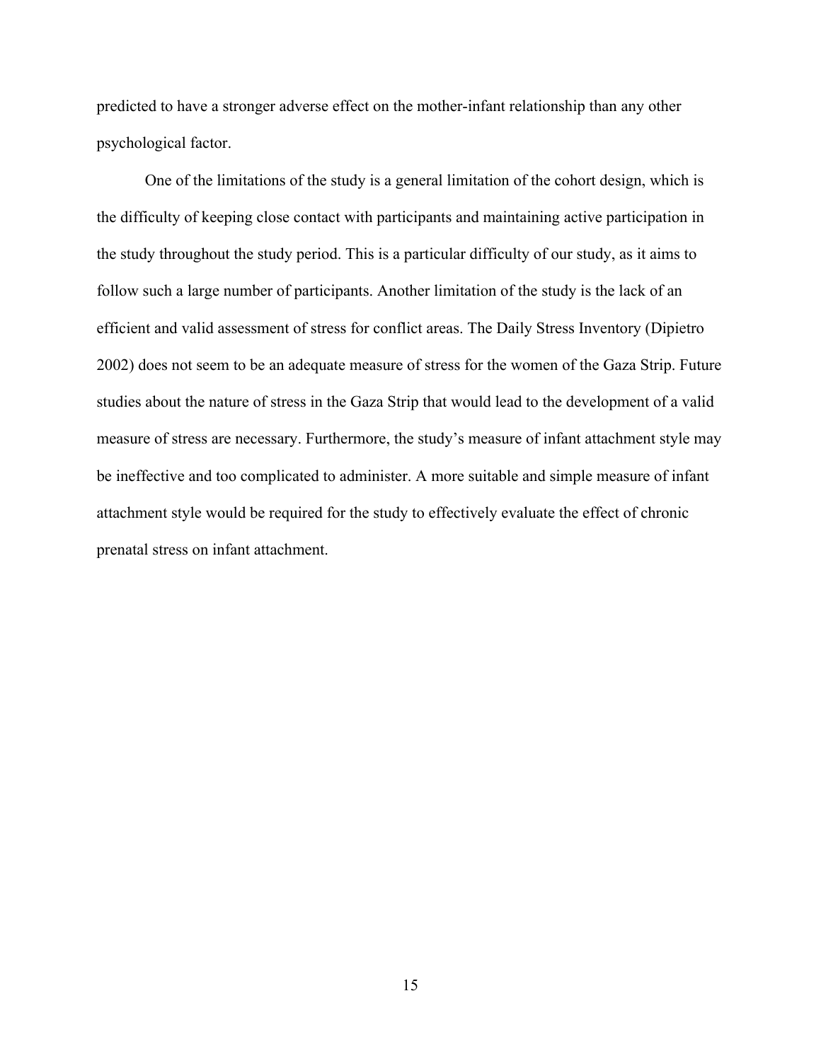predicted to have a stronger adverse effect on the mother-infant relationship than any other psychological factor.

One of the limitations of the study is a general limitation of the cohort design, which is the difficulty of keeping close contact with participants and maintaining active participation in the study throughout the study period. This is a particular difficulty of our study, as it aims to follow such a large number of participants. Another limitation of the study is the lack of an efficient and valid assessment of stress for conflict areas. The Daily Stress Inventory (Dipietro 2002) does not seem to be an adequate measure of stress for the women of the Gaza Strip. Future studies about the nature of stress in the Gaza Strip that would lead to the development of a valid measure of stress are necessary. Furthermore, the study's measure of infant attachment style may be ineffective and too complicated to administer. A more suitable and simple measure of infant attachment style would be required for the study to effectively evaluate the effect of chronic prenatal stress on infant attachment.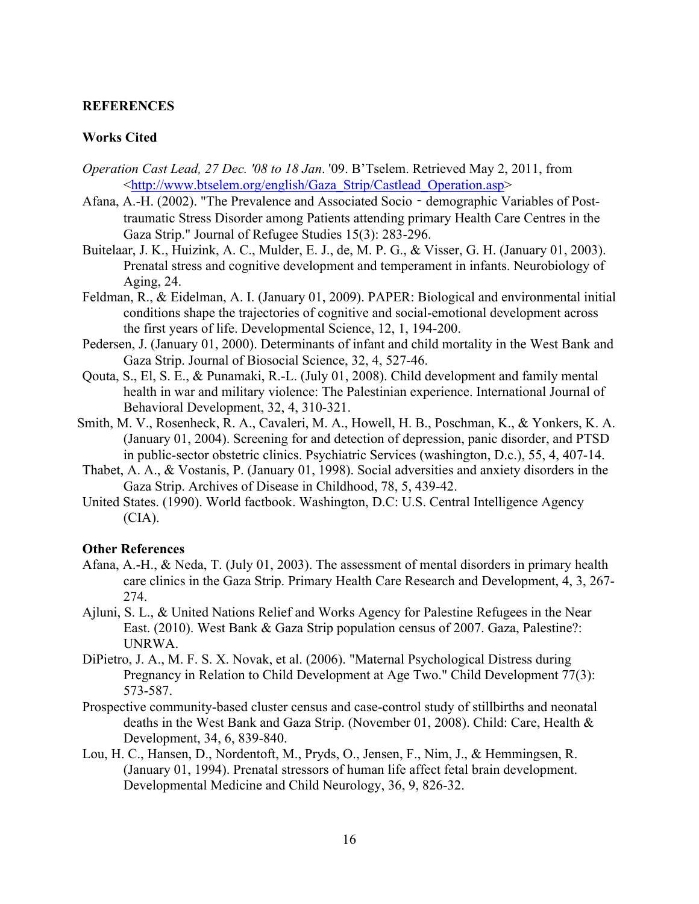## REFERENCES

### Works Cited

*Operation Cast Lead, 27 Dec. '08 to 18 Jan*. '09. B'Tselem. Retrieved May 2, 2011, from <http://www.btselem.org/english/Gaza_Strip/Castlead_Operation.asp>

Afana, A.-H. (2002). "The Prevalence and Associated Socio - demographic Variables of Post-traumatic Stress Disorder among Patients attending primary Health Care Centres in the Gaza Strip." Journal of Refugee Studies 15(3): 283-296.

Buitelaar, J. K., Huizink, A. C., Mulder, E. J., de, M. P. G., & Visser, G. H. (January 01, 2003). Prenatal stress and cognitive development and temperament in infants. Neurobiology of Aging, 24.

Feldman, R., & Eidelman, A. I. (January 01, 2009). PAPER: Biological and environmental initial conditions shape the trajectories of cognitive and social-emotional development across the first years of life. Developmental Science, 12, 1, 194-200.

Pedersen, J. (January 01, 2000). Determinants of infant and child mortality in the West Bank and Gaza Strip. Journal of Biosocial Science, 32, 4, 527-46.

Qouta, S., El, S. E., & Punamaki, R.-L. (July 01, 2008). Child development and family mental health in war and military violence: The Palestinian experience. International Journal of Behavioral Development, 32, 4, 310-321.

Smith, M. V., Rosenheck, R. A., Cavaleri, M. A., Howell, H. B., Poschman, K., & Yonkers, K. A. (January 01, 2004). Screening for and detection of depression, panic disorder, and PTSD in public-sector obstetric clinics. Psychiatric Services (washington, D.c.), 55, 4, 407-14.

Thabet, A. A., & Vostanis, P. (January 01, 1998). Social adversities and anxiety disorders in the Gaza Strip. Archives of Disease in Childhood, 78, 5, 439-42.

United States. (1990). World factbook. Washington, D.C: U.S. Central Intelligence Agency (CIA).

### Other References

Afana, A.-H., & Neda, T. (July 01, 2003). The assessment of mental disorders in primary health care clinics in the Gaza Strip. Primary Health Care Research and Development, 4, 3, 267-274.

Ajluni, S. L., & United Nations Relief and Works Agency for Palestine Refugees in the Near East. (2010). West Bank & Gaza Strip population census of 2007. Gaza, Palestine?: UNRWA.

DiPietro, J. A., M. F. S. X. Novak, et al. (2006). "Maternal Psychological Distress during Pregnancy in Relation to Child Development at Age Two." Child Development 77(3): 573-587.

Prospective community-based cluster census and case-control study of stillbirths and neonatal deaths in the West Bank and Gaza Strip. (November 01, 2008). Child: Care, Health & Development, 34, 6, 839-840.

Lou, H. C., Hansen, D., Nordentoft, M., Pryds, O., Jensen, F., Nim, J., & Hemmingsen, R. (January 01, 1994). Prenatal stressors of human life affect fetal brain development. Developmental Medicine and Child Neurology, 36, 9, 826-32.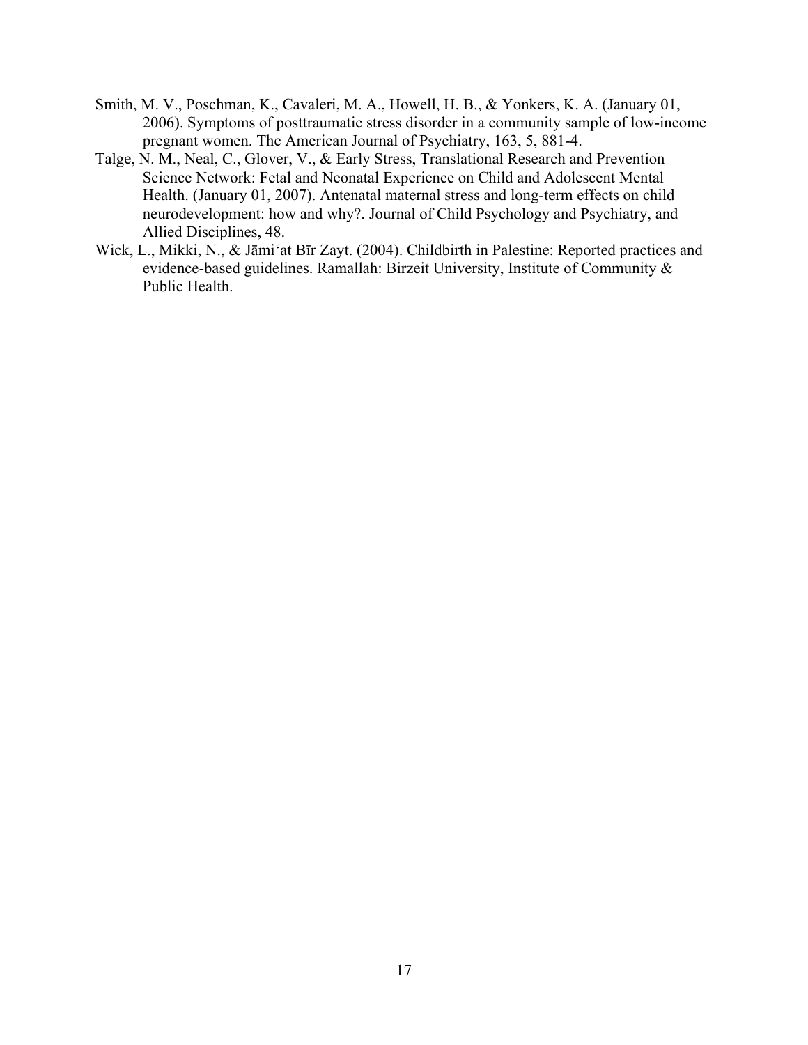Smith, M. V., Poschman, K., Cavaleri, M. A., Howell, H. B., & Yonkers, K. A. (January 01, 2006). Symptoms of posttraumatic stress disorder in a community sample of low-income pregnant women. The American Journal of Psychiatry, 163, 5, 881-4.

Talge, N. M., Neal, C., Glover, V., & Early Stress, Translational Research and Prevention Science Network: Fetal and Neonatal Experience on Child and Adolescent Mental Health. (January 01, 2007). Antenatal maternal stress and long-term effects on child neurodevelopment: how and why?. Journal of Child Psychology and Psychiatry, and Allied Disciplines, 48.

Wick, L., Mikki, N., & Jāmiʻat Bīr Zayt. (2004). Childbirth in Palestine: Reported practices and evidence-based guidelines. Ramallah: Birzeit University, Institute of Community & Public Health.